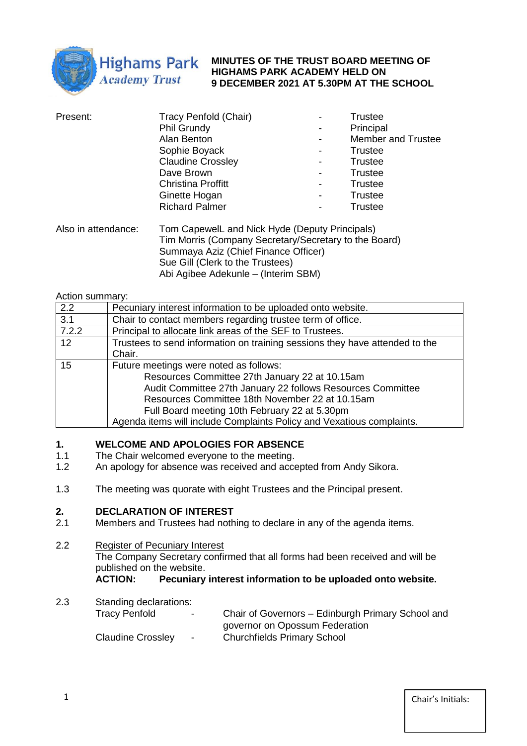Highams Park Academy Trust

**MINUTES OF THE TRUST BOARD MEETING OF HIGHAMS PARK ACADEMY HELD ON 9 DECEMBER 2021 AT 5.30PM AT THE SCHOOL**

| Present: | Tracy Penfold (Chair) | - | Trustee |
|---|---|---|---|
| | Phil Grundy | - | Principal |
| | Alan Benton | - | Member and Trustee |
| | Sophie Boyack | - | Trustee |
| | Claudine Crossley | - | Trustee |
| | Dave Brown | - | Trustee |
| | Christina Proffitt | - | Trustee |
| | Ginette Hogan | - | Trustee |
| | Richard Palmer | - | Trustee |

Also in attendance:
Tom CapewelL and Nick Hyde (Deputy Principals)
Tim Morris (Company Secretary/Secretary to the Board)
Summaya Aziz (Chief Finance Officer)
Sue Gill (Clerk to the Trustees)
Abi Agibee Adekunle – (Interim SBM)

Action summary:

| | |
|---|---|
| 2.2 | Pecuniary interest information to be uploaded onto website. |
| 3.1 | Chair to contact members regarding trustee term of office. |
| 7.2.2 | Principal to allocate link areas of the SEF to Trustees. |
| 12 | Trustees to send information on training sessions they have attended to the Chair. |
| 15 | Future meetings were noted as follows:<br>Resources Committee 27th January 22 at 10.15am<br>Audit Committee 27th January 22 follows Resources Committee<br>Resources Committee 18th November 22 at 10.15am<br>Full Board meeting 10th February 22 at 5.30pm<br>Agenda items will include Complaints Policy and Vexatious complaints. |

## 1. WELCOME AND APOLOGIES FOR ABSENCE

1.1 The Chair welcomed everyone to the meeting.

1.2 An apology for absence was received and accepted from Andy Sikora.

1.3 The meeting was quorate with eight Trustees and the Principal present.

## 2. DECLARATION OF INTEREST

2.1 Members and Trustees had nothing to declare in any of the agenda items.

2.2 Register of Pecuniary Interest
The Company Secretary confirmed that all forms had been received and will be published on the website.
**ACTION: Pecuniary interest information to be uploaded onto website.**

2.3 Standing declarations:

| | | |
|---|---|---|
| Tracy Penfold | - | Chair of Governors – Edinburgh Primary School and governor on Opossum Federation |
| Claudine Crossley | - | Churchfields Primary School |

Chair's Initials: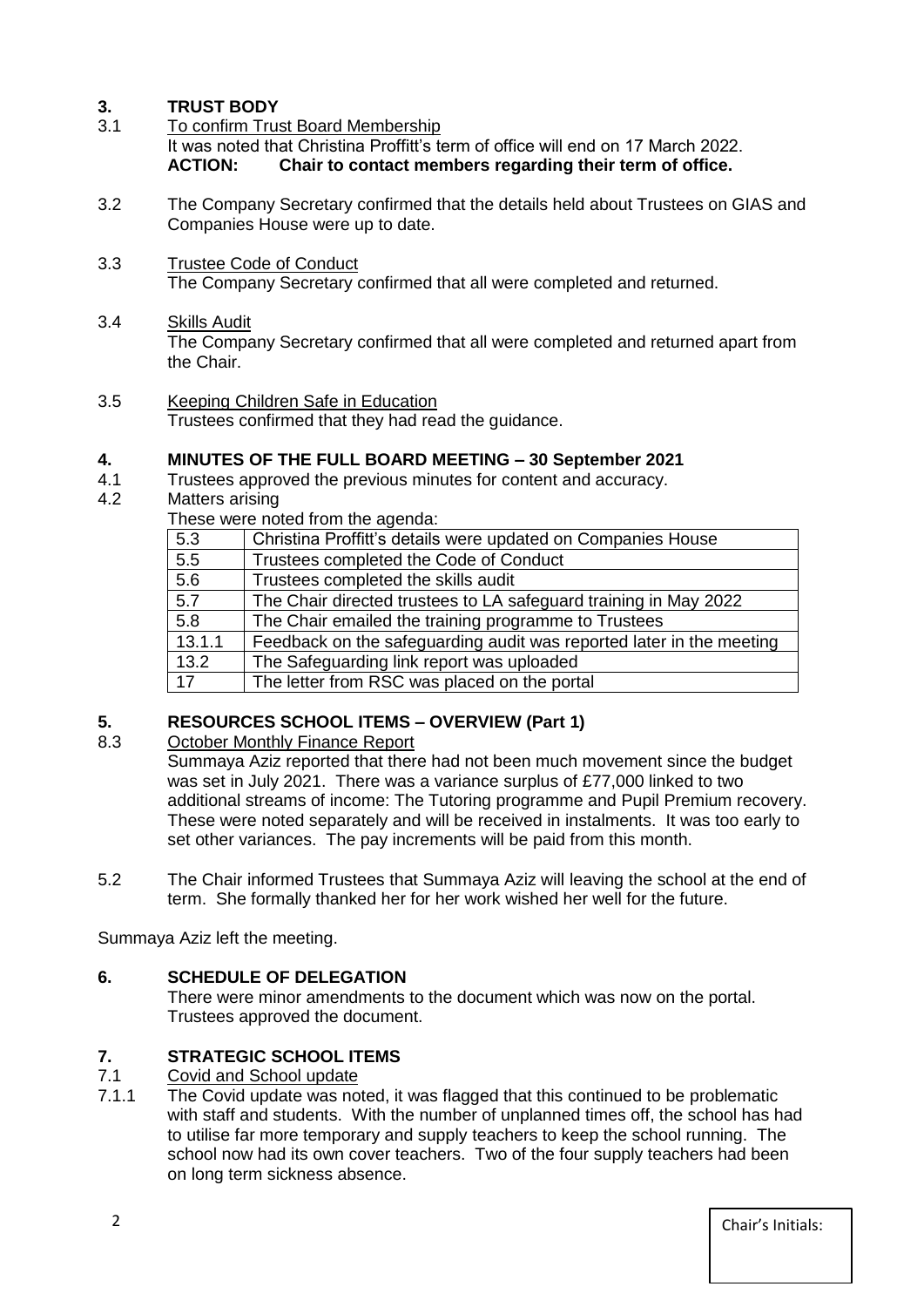## 3. TRUST BODY

3.1 To confirm Trust Board Membership
It was noted that Christina Proffitt's term of office will end on 17 March 2022.
**ACTION: Chair to contact members regarding their term of office.**

3.2 The Company Secretary confirmed that the details held about Trustees on GIAS and Companies House were up to date.

3.3 Trustee Code of Conduct
The Company Secretary confirmed that all were completed and returned.

3.4 Skills Audit
The Company Secretary confirmed that all were completed and returned apart from the Chair.

3.5 Keeping Children Safe in Education
Trustees confirmed that they had read the guidance.

## 4. MINUTES OF THE FULL BOARD MEETING – 30 September 2021

4.1 Trustees approved the previous minutes for content and accuracy.

4.2 Matters arising
These were noted from the agenda:

| 5.3 | Christina Proffitt's details were updated on Companies House |
|---|---|
| 5.5 | Trustees completed the Code of Conduct |
| 5.6 | Trustees completed the skills audit |
| 5.7 | The Chair directed trustees to LA safeguard training in May 2022 |
| 5.8 | The Chair emailed the training programme to Trustees |
| 13.1.1 | Feedback on the safeguarding audit was reported later in the meeting |
| 13.2 | The Safeguarding link report was uploaded |
| 17 | The letter from RSC was placed on the portal |

## 5. RESOURCES SCHOOL ITEMS – OVERVIEW (Part 1)

8.3 October Monthly Finance Report
Summaya Aziz reported that there had not been much movement since the budget was set in July 2021. There was a variance surplus of £77,000 linked to two additional streams of income: The Tutoring programme and Pupil Premium recovery. These were noted separately and will be received in instalments. It was too early to set other variances. The pay increments will be paid from this month.

5.2 The Chair informed Trustees that Summaya Aziz will leaving the school at the end of term. She formally thanked her for her work wished her well for the future.

Summaya Aziz left the meeting.

## 6. SCHEDULE OF DELEGATION

There were minor amendments to the document which was now on the portal. Trustees approved the document.

## 7. STRATEGIC SCHOOL ITEMS

7.1 Covid and School update

7.1.1 The Covid update was noted, it was flagged that this continued to be problematic with staff and students. With the number of unplanned times off, the school has had to utilise far more temporary and supply teachers to keep the school running. The school now had its own cover teachers. Two of the four supply teachers had been on long term sickness absence.

Chair's Initials: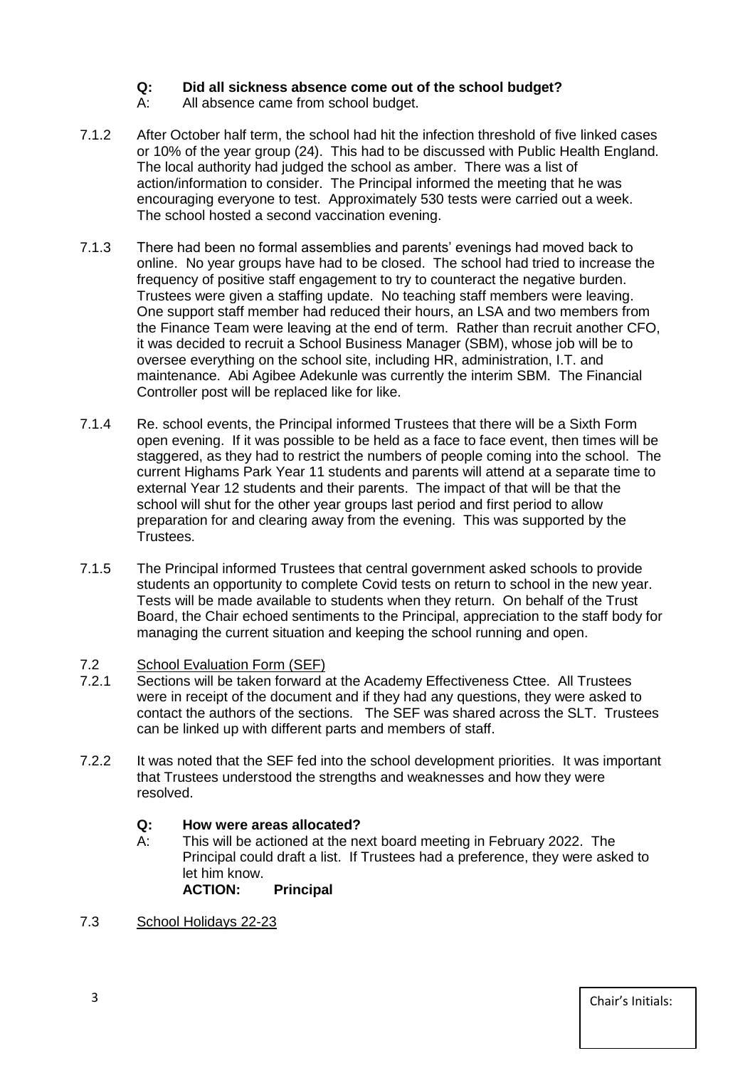**Q: Did all sickness absence come out of the school budget?**

A: All absence came from school budget.

7.1.2 After October half term, the school had hit the infection threshold of five linked cases or 10% of the year group (24). This had to be discussed with Public Health England. The local authority had judged the school as amber. There was a list of action/information to consider. The Principal informed the meeting that he was encouraging everyone to test. Approximately 530 tests were carried out a week. The school hosted a second vaccination evening.

7.1.3 There had been no formal assemblies and parents' evenings had moved back to online. No year groups have had to be closed. The school had tried to increase the frequency of positive staff engagement to try to counteract the negative burden. Trustees were given a staffing update. No teaching staff members were leaving. One support staff member had reduced their hours, an LSA and two members from the Finance Team were leaving at the end of term. Rather than recruit another CFO, it was decided to recruit a School Business Manager (SBM), whose job will be to oversee everything on the school site, including HR, administration, I.T. and maintenance. Abi Agibee Adekunle was currently the interim SBM. The Financial Controller post will be replaced like for like.

7.1.4 Re. school events, the Principal informed Trustees that there will be a Sixth Form open evening. If it was possible to be held as a face to face event, then times will be staggered, as they had to restrict the numbers of people coming into the school. The current Highams Park Year 11 students and parents will attend at a separate time to external Year 12 students and their parents. The impact of that will be that the school will shut for the other year groups last period and first period to allow preparation for and clearing away from the evening. This was supported by the Trustees.

7.1.5 The Principal informed Trustees that central government asked schools to provide students an opportunity to complete Covid tests on return to school in the new year. Tests will be made available to students when they return. On behalf of the Trust Board, the Chair echoed sentiments to the Principal, appreciation to the staff body for managing the current situation and keeping the school running and open.

7.2 <u>School Evaluation Form (SEF)</u>

7.2.1 Sections will be taken forward at the Academy Effectiveness Cttee. All Trustees were in receipt of the document and if they had any questions, they were asked to contact the authors of the sections. The SEF was shared across the SLT. Trustees can be linked up with different parts and members of staff.

7.2.2 It was noted that the SEF fed into the school development priorities. It was important that Trustees understood the strengths and weaknesses and how they were resolved.

**Q: How were areas allocated?**

A: This will be actioned at the next board meeting in February 2022. The Principal could draft a list. If Trustees had a preference, they were asked to let him know.
**ACTION: Principal**

7.3 <u>School Holidays 22-23</u>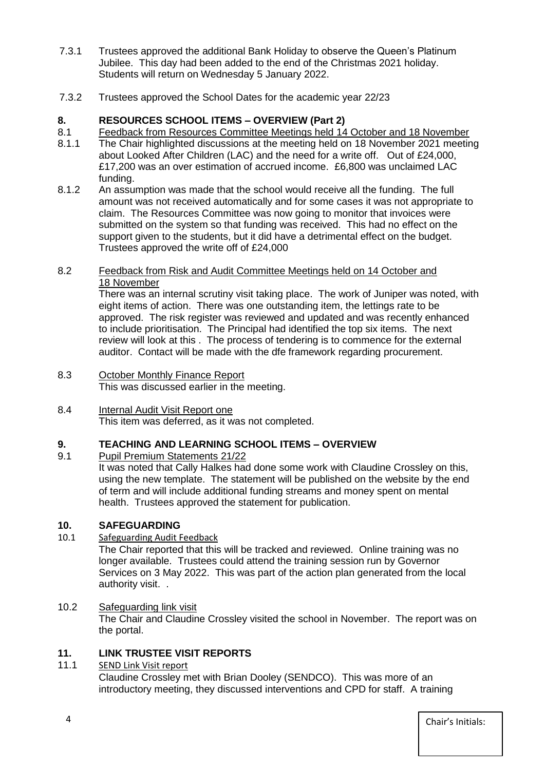7.3.1 Trustees approved the additional Bank Holiday to observe the Queen's Platinum Jubilee. This day had been added to the end of the Christmas 2021 holiday. Students will return on Wednesday 5 January 2022.

7.3.2 Trustees approved the School Dates for the academic year 22/23

## 8. RESOURCES SCHOOL ITEMS – OVERVIEW (Part 2)

8.1 <u>Feedback from Resources Committee Meetings held 14 October and 18 November</u>

8.1.1 The Chair highlighted discussions at the meeting held on 18 November 2021 meeting about Looked After Children (LAC) and the need for a write off. Out of £24,000, £17,200 was an over estimation of accrued income. £6,800 was unclaimed LAC funding.

8.1.2 An assumption was made that the school would receive all the funding. The full amount was not received automatically and for some cases it was not appropriate to claim. The Resources Committee was now going to monitor that invoices were submitted on the system so that funding was received. This had no effect on the support given to the students, but it did have a detrimental effect on the budget. Trustees approved the write off of £24,000

8.2 <u>Feedback from Risk and Audit Committee Meetings held on 14 October and 18 November</u>

There was an internal scrutiny visit taking place. The work of Juniper was noted, with eight items of action. There was one outstanding item, the lettings rate to be approved. The risk register was reviewed and updated and was recently enhanced to include prioritisation. The Principal had identified the top six items. The next review will look at this . The process of tendering is to commence for the external auditor. Contact will be made with the dfe framework regarding procurement.

8.3 <u>October Monthly Finance Report</u>

This was discussed earlier in the meeting.

8.4 <u>Internal Audit Visit Report one</u>

This item was deferred, as it was not completed.

## 9. TEACHING AND LEARNING SCHOOL ITEMS – OVERVIEW

9.1 <u>Pupil Premium Statements 21/22</u>

It was noted that Cally Halkes had done some work with Claudine Crossley on this, using the new template. The statement will be published on the website by the end of term and will include additional funding streams and money spent on mental health. Trustees approved the statement for publication.

## 10. SAFEGUARDING

10.1 <u>Safeguarding Audit Feedback</u>

The Chair reported that this will be tracked and reviewed. Online training was no longer available. Trustees could attend the training session run by Governor Services on 3 May 2022. This was part of the action plan generated from the local authority visit. .

10.2 <u>Safeguarding link visit</u>

The Chair and Claudine Crossley visited the school in November. The report was on the portal.

## 11. LINK TRUSTEE VISIT REPORTS

11.1 <u>SEND Link Visit report</u>

Claudine Crossley met with Brian Dooley (SENDCO). This was more of an introductory meeting, they discussed interventions and CPD for staff. A training

Chair's Initials: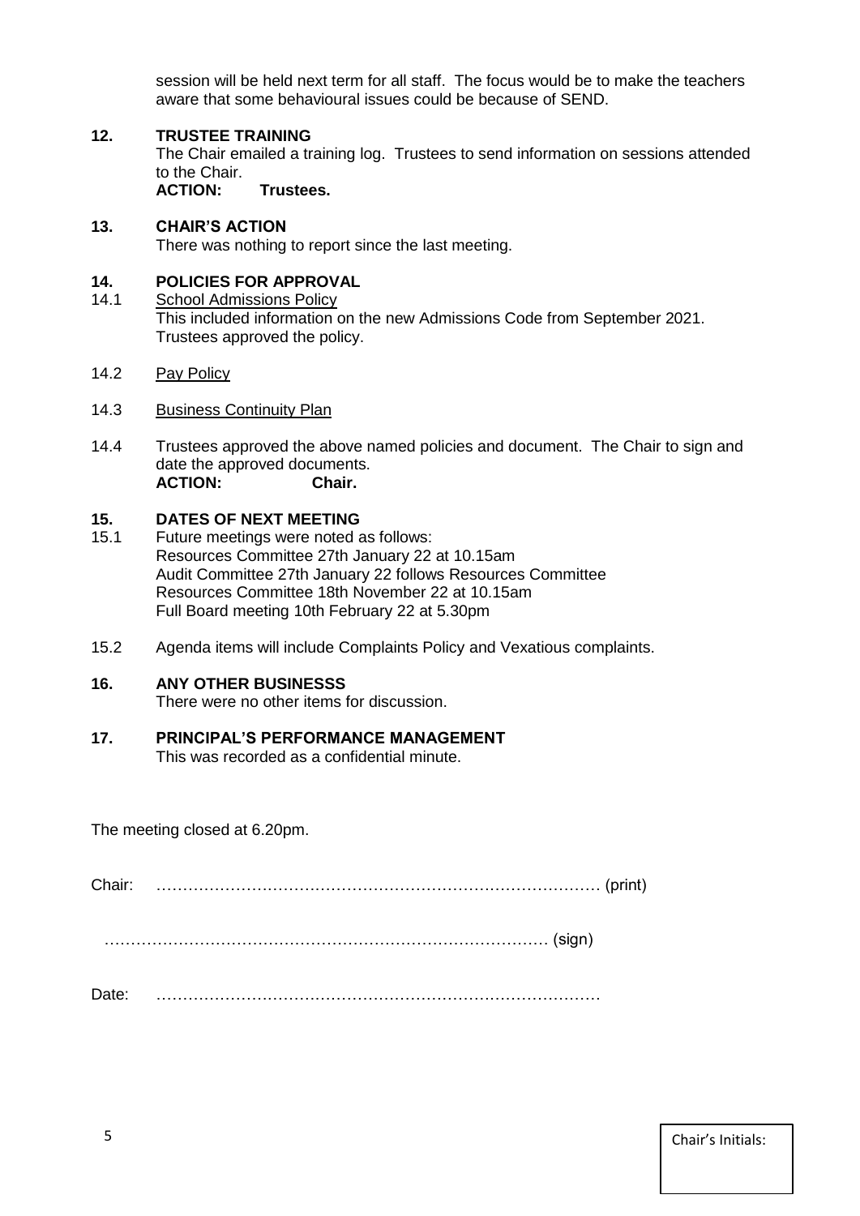session will be held next term for all staff. The focus would be to make the teachers aware that some behavioural issues could be because of SEND.

## 12. TRUSTEE TRAINING

The Chair emailed a training log. Trustees to send information on sessions attended to the Chair.
**ACTION: Trustees.**

## 13. CHAIR'S ACTION

There was nothing to report since the last meeting.

## 14. POLICIES FOR APPROVAL

14.1 School Admissions Policy
This included information on the new Admissions Code from September 2021. Trustees approved the policy.

14.2 Pay Policy

14.3 Business Continuity Plan

14.4 Trustees approved the above named policies and document. The Chair to sign and date the approved documents.
**ACTION: Chair.**

## 15. DATES OF NEXT MEETING

15.1 Future meetings were noted as follows:
Resources Committee 27th January 22 at 10.15am
Audit Committee 27th January 22 follows Resources Committee
Resources Committee 18th November 22 at 10.15am
Full Board meeting 10th February 22 at 5.30pm

15.2 Agenda items will include Complaints Policy and Vexatious complaints.

## 16. ANY OTHER BUSINESSS

There were no other items for discussion.

## 17. PRINCIPAL'S PERFORMANCE MANAGEMENT

This was recorded as a confidential minute.

The meeting closed at 6.20pm.

Chair: ………………………………………………………………………… (print)

………………………………………………………………………… (sign)

Date: …………………………………………………………………………

Chair's Initials: